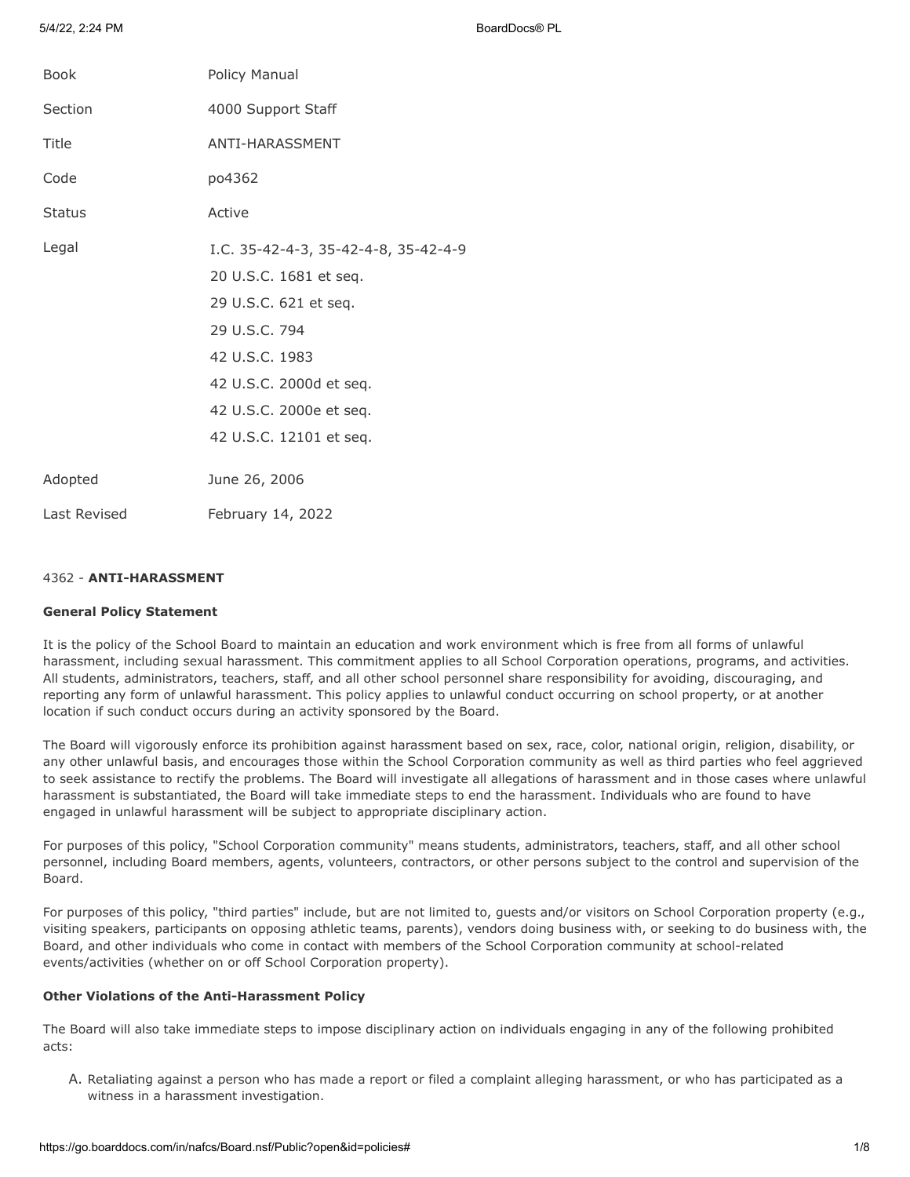| | |
|---|---|
| Book | Policy Manual |
| Section | 4000 Support Staff |
| Title | ANTI-HARASSMENT |
| Code | po4362 |
| Status | Active |
| Legal | I.C. 35-42-4-3, 35-42-4-8, 35-42-4-9<br>20 U.S.C. 1681 et seq.<br>29 U.S.C. 621 et seq.<br>29 U.S.C. 794<br>42 U.S.C. 1983<br>42 U.S.C. 2000d et seq.<br>42 U.S.C. 2000e et seq.<br>42 U.S.C. 12101 et seq. |
| Adopted | June 26, 2006 |
| Last Revised | February 14, 2022 |

4362 - **ANTI-HARASSMENT**

**General Policy Statement**

It is the policy of the School Board to maintain an education and work environment which is free from all forms of unlawful harassment, including sexual harassment. This commitment applies to all School Corporation operations, programs, and activities. All students, administrators, teachers, staff, and all other school personnel share responsibility for avoiding, discouraging, and reporting any form of unlawful harassment. This policy applies to unlawful conduct occurring on school property, or at another location if such conduct occurs during an activity sponsored by the Board.

The Board will vigorously enforce its prohibition against harassment based on sex, race, color, national origin, religion, disability, or any other unlawful basis, and encourages those within the School Corporation community as well as third parties who feel aggrieved to seek assistance to rectify the problems. The Board will investigate all allegations of harassment and in those cases where unlawful harassment is substantiated, the Board will take immediate steps to end the harassment. Individuals who are found to have engaged in unlawful harassment will be subject to appropriate disciplinary action.

For purposes of this policy, "School Corporation community" means students, administrators, teachers, staff, and all other school personnel, including Board members, agents, volunteers, contractors, or other persons subject to the control and supervision of the Board.

For purposes of this policy, "third parties" include, but are not limited to, guests and/or visitors on School Corporation property (e.g., visiting speakers, participants on opposing athletic teams, parents), vendors doing business with, or seeking to do business with, the Board, and other individuals who come in contact with members of the School Corporation community at school-related events/activities (whether on or off School Corporation property).

**Other Violations of the Anti-Harassment Policy**

The Board will also take immediate steps to impose disciplinary action on individuals engaging in any of the following prohibited acts:

A. Retaliating against a person who has made a report or filed a complaint alleging harassment, or who has participated as a witness in a harassment investigation.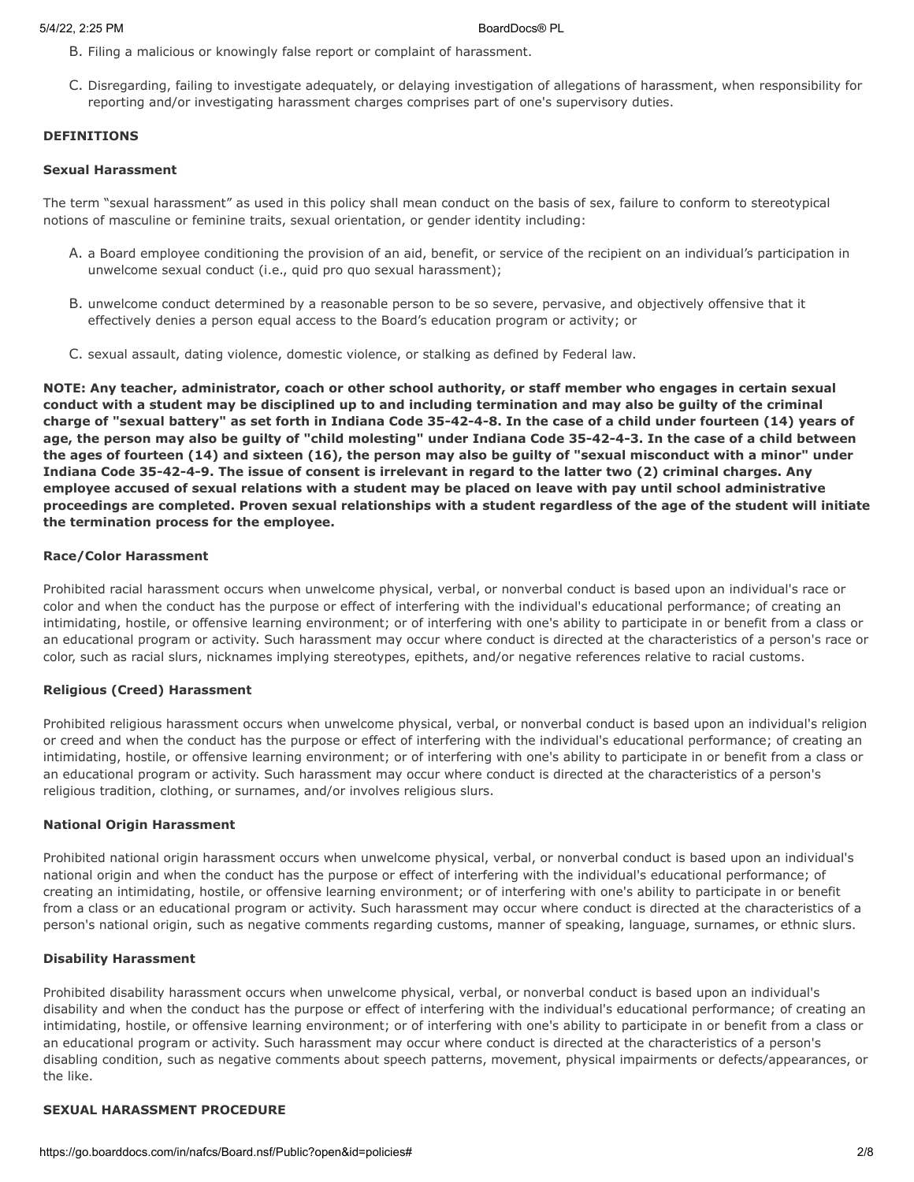B. Filing a malicious or knowingly false report or complaint of harassment.

C. Disregarding, failing to investigate adequately, or delaying investigation of allegations of harassment, when responsibility for reporting and/or investigating harassment charges comprises part of one's supervisory duties.

**DEFINITIONS**

**Sexual Harassment**

The term "sexual harassment" as used in this policy shall mean conduct on the basis of sex, failure to conform to stereotypical notions of masculine or feminine traits, sexual orientation, or gender identity including:

A. a Board employee conditioning the provision of an aid, benefit, or service of the recipient on an individual's participation in unwelcome sexual conduct (i.e., quid pro quo sexual harassment);

B. unwelcome conduct determined by a reasonable person to be so severe, pervasive, and objectively offensive that it effectively denies a person equal access to the Board's education program or activity; or

C. sexual assault, dating violence, domestic violence, or stalking as defined by Federal law.

**NOTE: Any teacher, administrator, coach or other school authority, or staff member who engages in certain sexual conduct with a student may be disciplined up to and including termination and may also be guilty of the criminal charge of "sexual battery" as set forth in Indiana Code 35-42-4-8. In the case of a child under fourteen (14) years of age, the person may also be guilty of "child molesting" under Indiana Code 35-42-4-3. In the case of a child between the ages of fourteen (14) and sixteen (16), the person may also be guilty of "sexual misconduct with a minor" under Indiana Code 35-42-4-9. The issue of consent is irrelevant in regard to the latter two (2) criminal charges. Any employee accused of sexual relations with a student may be placed on leave with pay until school administrative proceedings are completed. Proven sexual relationships with a student regardless of the age of the student will initiate the termination process for the employee.**

**Race/Color Harassment**

Prohibited racial harassment occurs when unwelcome physical, verbal, or nonverbal conduct is based upon an individual's race or color and when the conduct has the purpose or effect of interfering with the individual's educational performance; of creating an intimidating, hostile, or offensive learning environment; or of interfering with one's ability to participate in or benefit from a class or an educational program or activity. Such harassment may occur where conduct is directed at the characteristics of a person's race or color, such as racial slurs, nicknames implying stereotypes, epithets, and/or negative references relative to racial customs.

**Religious (Creed) Harassment**

Prohibited religious harassment occurs when unwelcome physical, verbal, or nonverbal conduct is based upon an individual's religion or creed and when the conduct has the purpose or effect of interfering with the individual's educational performance; of creating an intimidating, hostile, or offensive learning environment; or of interfering with one's ability to participate in or benefit from a class or an educational program or activity. Such harassment may occur where conduct is directed at the characteristics of a person's religious tradition, clothing, or surnames, and/or involves religious slurs.

**National Origin Harassment**

Prohibited national origin harassment occurs when unwelcome physical, verbal, or nonverbal conduct is based upon an individual's national origin and when the conduct has the purpose or effect of interfering with the individual's educational performance; of creating an intimidating, hostile, or offensive learning environment; or of interfering with one's ability to participate in or benefit from a class or an educational program or activity. Such harassment may occur where conduct is directed at the characteristics of a person's national origin, such as negative comments regarding customs, manner of speaking, language, surnames, or ethnic slurs.

**Disability Harassment**

Prohibited disability harassment occurs when unwelcome physical, verbal, or nonverbal conduct is based upon an individual's disability and when the conduct has the purpose or effect of interfering with the individual's educational performance; of creating an intimidating, hostile, or offensive learning environment; or of interfering with one's ability to participate in or benefit from a class or an educational program or activity. Such harassment may occur where conduct is directed at the characteristics of a person's disabling condition, such as negative comments about speech patterns, movement, physical impairments or defects/appearances, or the like.

**SEXUAL HARASSMENT PROCEDURE**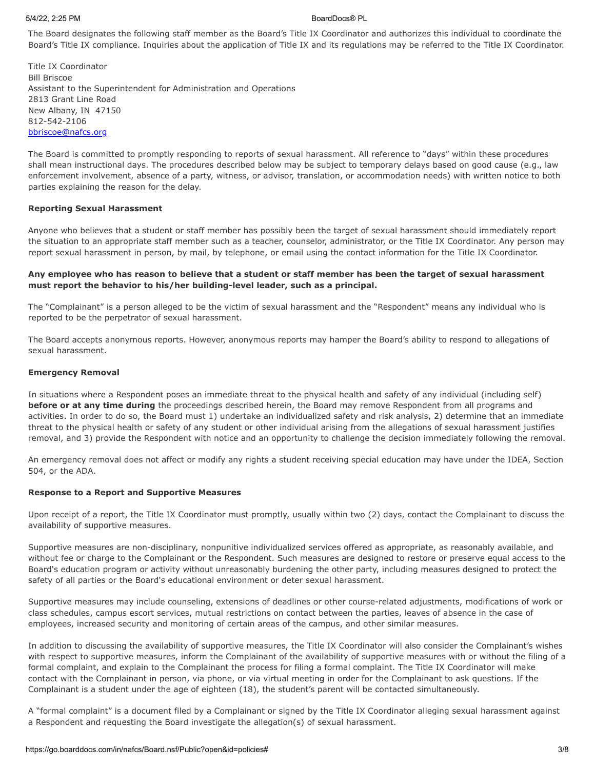The Board designates the following staff member as the Board's Title IX Coordinator and authorizes this individual to coordinate the Board's Title IX compliance. Inquiries about the application of Title IX and its regulations may be referred to the Title IX Coordinator.

Title IX Coordinator
Bill Briscoe
Assistant to the Superintendent for Administration and Operations
2813 Grant Line Road
New Albany, IN 47150
812-542-2106
bbriscoe@nafcs.org

The Board is committed to promptly responding to reports of sexual harassment. All reference to "days" within these procedures shall mean instructional days. The procedures described below may be subject to temporary delays based on good cause (e.g., law enforcement involvement, absence of a party, witness, or advisor, translation, or accommodation needs) with written notice to both parties explaining the reason for the delay.

**Reporting Sexual Harassment**

Anyone who believes that a student or staff member has possibly been the target of sexual harassment should immediately report the situation to an appropriate staff member such as a teacher, counselor, administrator, or the Title IX Coordinator. Any person may report sexual harassment in person, by mail, by telephone, or email using the contact information for the Title IX Coordinator.

**Any employee who has reason to believe that a student or staff member has been the target of sexual harassment must report the behavior to his/her building-level leader, such as a principal.**

The "Complainant" is a person alleged to be the victim of sexual harassment and the "Respondent" means any individual who is reported to be the perpetrator of sexual harassment.

The Board accepts anonymous reports. However, anonymous reports may hamper the Board's ability to respond to allegations of sexual harassment.

**Emergency Removal**

In situations where a Respondent poses an immediate threat to the physical health and safety of any individual (including self) **before or at any time during** the proceedings described herein, the Board may remove Respondent from all programs and activities. In order to do so, the Board must 1) undertake an individualized safety and risk analysis, 2) determine that an immediate threat to the physical health or safety of any student or other individual arising from the allegations of sexual harassment justifies removal, and 3) provide the Respondent with notice and an opportunity to challenge the decision immediately following the removal.

An emergency removal does not affect or modify any rights a student receiving special education may have under the IDEA, Section 504, or the ADA.

**Response to a Report and Supportive Measures**

Upon receipt of a report, the Title IX Coordinator must promptly, usually within two (2) days, contact the Complainant to discuss the availability of supportive measures.

Supportive measures are non-disciplinary, nonpunitive individualized services offered as appropriate, as reasonably available, and without fee or charge to the Complainant or the Respondent. Such measures are designed to restore or preserve equal access to the Board's education program or activity without unreasonably burdening the other party, including measures designed to protect the safety of all parties or the Board's educational environment or deter sexual harassment.

Supportive measures may include counseling, extensions of deadlines or other course-related adjustments, modifications of work or class schedules, campus escort services, mutual restrictions on contact between the parties, leaves of absence in the case of employees, increased security and monitoring of certain areas of the campus, and other similar measures.

In addition to discussing the availability of supportive measures, the Title IX Coordinator will also consider the Complainant's wishes with respect to supportive measures, inform the Complainant of the availability of supportive measures with or without the filing of a formal complaint, and explain to the Complainant the process for filing a formal complaint. The Title IX Coordinator will make contact with the Complainant in person, via phone, or via virtual meeting in order for the Complainant to ask questions. If the Complainant is a student under the age of eighteen (18), the student's parent will be contacted simultaneously.

A "formal complaint" is a document filed by a Complainant or signed by the Title IX Coordinator alleging sexual harassment against a Respondent and requesting the Board investigate the allegation(s) of sexual harassment.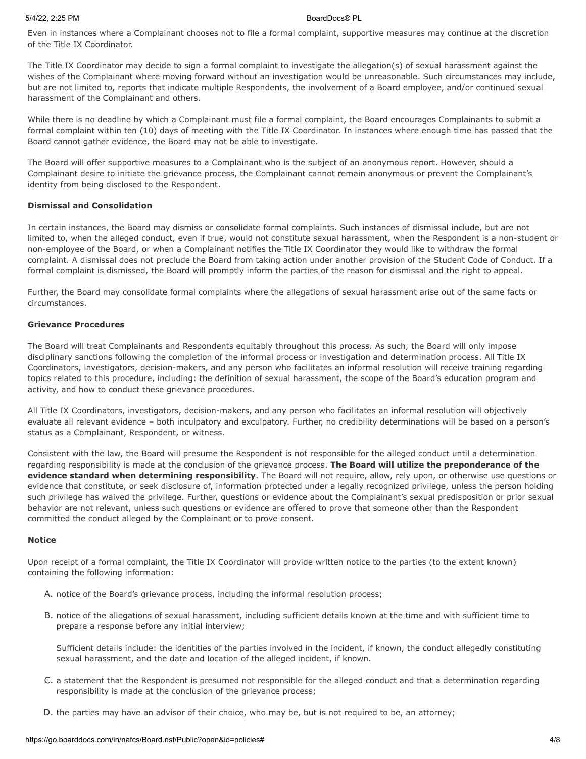Even in instances where a Complainant chooses not to file a formal complaint, supportive measures may continue at the discretion of the Title IX Coordinator.

The Title IX Coordinator may decide to sign a formal complaint to investigate the allegation(s) of sexual harassment against the wishes of the Complainant where moving forward without an investigation would be unreasonable. Such circumstances may include, but are not limited to, reports that indicate multiple Respondents, the involvement of a Board employee, and/or continued sexual harassment of the Complainant and others.

While there is no deadline by which a Complainant must file a formal complaint, the Board encourages Complainants to submit a formal complaint within ten (10) days of meeting with the Title IX Coordinator. In instances where enough time has passed that the Board cannot gather evidence, the Board may not be able to investigate.

The Board will offer supportive measures to a Complainant who is the subject of an anonymous report. However, should a Complainant desire to initiate the grievance process, the Complainant cannot remain anonymous or prevent the Complainant's identity from being disclosed to the Respondent.

**Dismissal and Consolidation**

In certain instances, the Board may dismiss or consolidate formal complaints. Such instances of dismissal include, but are not limited to, when the alleged conduct, even if true, would not constitute sexual harassment, when the Respondent is a non-student or non-employee of the Board, or when a Complainant notifies the Title IX Coordinator they would like to withdraw the formal complaint. A dismissal does not preclude the Board from taking action under another provision of the Student Code of Conduct. If a formal complaint is dismissed, the Board will promptly inform the parties of the reason for dismissal and the right to appeal.

Further, the Board may consolidate formal complaints where the allegations of sexual harassment arise out of the same facts or circumstances.

**Grievance Procedures**

The Board will treat Complainants and Respondents equitably throughout this process. As such, the Board will only impose disciplinary sanctions following the completion of the informal process or investigation and determination process. All Title IX Coordinators, investigators, decision-makers, and any person who facilitates an informal resolution will receive training regarding topics related to this procedure, including: the definition of sexual harassment, the scope of the Board's education program and activity, and how to conduct these grievance procedures.

All Title IX Coordinators, investigators, decision-makers, and any person who facilitates an informal resolution will objectively evaluate all relevant evidence – both inculpatory and exculpatory. Further, no credibility determinations will be based on a person's status as a Complainant, Respondent, or witness.

Consistent with the law, the Board will presume the Respondent is not responsible for the alleged conduct until a determination regarding responsibility is made at the conclusion of the grievance process. **The Board will utilize the preponderance of the evidence standard when determining responsibility**. The Board will not require, allow, rely upon, or otherwise use questions or evidence that constitute, or seek disclosure of, information protected under a legally recognized privilege, unless the person holding such privilege has waived the privilege. Further, questions or evidence about the Complainant's sexual predisposition or prior sexual behavior are not relevant, unless such questions or evidence are offered to prove that someone other than the Respondent committed the conduct alleged by the Complainant or to prove consent.

**Notice**

Upon receipt of a formal complaint, the Title IX Coordinator will provide written notice to the parties (to the extent known) containing the following information:

A. notice of the Board's grievance process, including the informal resolution process;

B. notice of the allegations of sexual harassment, including sufficient details known at the time and with sufficient time to prepare a response before any initial interview;

   Sufficient details include: the identities of the parties involved in the incident, if known, the conduct allegedly constituting sexual harassment, and the date and location of the alleged incident, if known.

C. a statement that the Respondent is presumed not responsible for the alleged conduct and that a determination regarding responsibility is made at the conclusion of the grievance process;

D. the parties may have an advisor of their choice, who may be, but is not required to be, an attorney;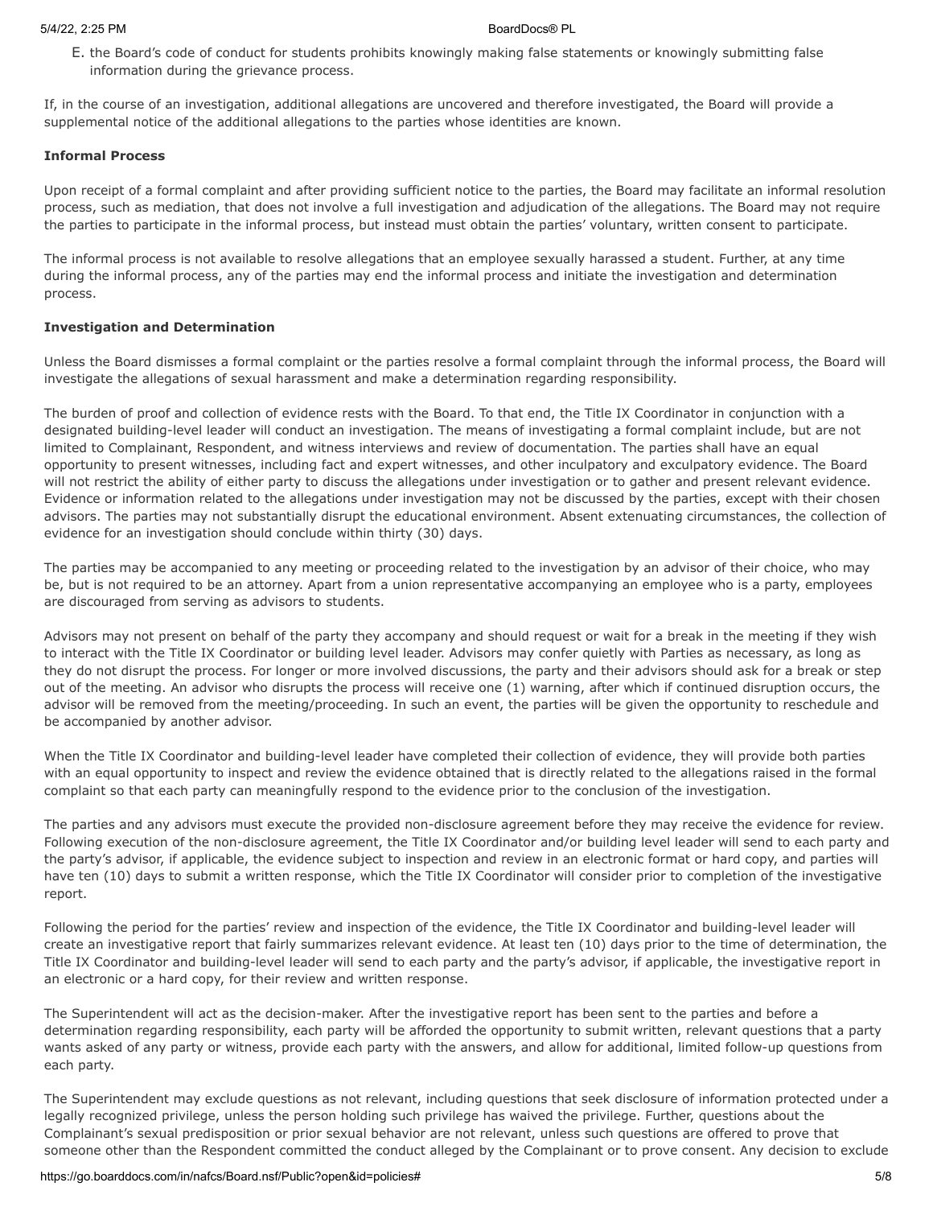E. the Board's code of conduct for students prohibits knowingly making false statements or knowingly submitting false information during the grievance process.

If, in the course of an investigation, additional allegations are uncovered and therefore investigated, the Board will provide a supplemental notice of the additional allegations to the parties whose identities are known.

**Informal Process**

Upon receipt of a formal complaint and after providing sufficient notice to the parties, the Board may facilitate an informal resolution process, such as mediation, that does not involve a full investigation and adjudication of the allegations. The Board may not require the parties to participate in the informal process, but instead must obtain the parties' voluntary, written consent to participate.

The informal process is not available to resolve allegations that an employee sexually harassed a student. Further, at any time during the informal process, any of the parties may end the informal process and initiate the investigation and determination process.

**Investigation and Determination**

Unless the Board dismisses a formal complaint or the parties resolve a formal complaint through the informal process, the Board will investigate the allegations of sexual harassment and make a determination regarding responsibility.

The burden of proof and collection of evidence rests with the Board. To that end, the Title IX Coordinator in conjunction with a designated building-level leader will conduct an investigation. The means of investigating a formal complaint include, but are not limited to Complainant, Respondent, and witness interviews and review of documentation. The parties shall have an equal opportunity to present witnesses, including fact and expert witnesses, and other inculpatory and exculpatory evidence. The Board will not restrict the ability of either party to discuss the allegations under investigation or to gather and present relevant evidence. Evidence or information related to the allegations under investigation may not be discussed by the parties, except with their chosen advisors. The parties may not substantially disrupt the educational environment. Absent extenuating circumstances, the collection of evidence for an investigation should conclude within thirty (30) days.

The parties may be accompanied to any meeting or proceeding related to the investigation by an advisor of their choice, who may be, but is not required to be an attorney. Apart from a union representative accompanying an employee who is a party, employees are discouraged from serving as advisors to students.

Advisors may not present on behalf of the party they accompany and should request or wait for a break in the meeting if they wish to interact with the Title IX Coordinator or building level leader. Advisors may confer quietly with Parties as necessary, as long as they do not disrupt the process. For longer or more involved discussions, the party and their advisors should ask for a break or step out of the meeting. An advisor who disrupts the process will receive one (1) warning, after which if continued disruption occurs, the advisor will be removed from the meeting/proceeding. In such an event, the parties will be given the opportunity to reschedule and be accompanied by another advisor.

When the Title IX Coordinator and building-level leader have completed their collection of evidence, they will provide both parties with an equal opportunity to inspect and review the evidence obtained that is directly related to the allegations raised in the formal complaint so that each party can meaningfully respond to the evidence prior to the conclusion of the investigation.

The parties and any advisors must execute the provided non-disclosure agreement before they may receive the evidence for review. Following execution of the non-disclosure agreement, the Title IX Coordinator and/or building level leader will send to each party and the party's advisor, if applicable, the evidence subject to inspection and review in an electronic format or hard copy, and parties will have ten (10) days to submit a written response, which the Title IX Coordinator will consider prior to completion of the investigative report.

Following the period for the parties' review and inspection of the evidence, the Title IX Coordinator and building-level leader will create an investigative report that fairly summarizes relevant evidence. At least ten (10) days prior to the time of determination, the Title IX Coordinator and building-level leader will send to each party and the party's advisor, if applicable, the investigative report in an electronic or a hard copy, for their review and written response.

The Superintendent will act as the decision-maker. After the investigative report has been sent to the parties and before a determination regarding responsibility, each party will be afforded the opportunity to submit written, relevant questions that a party wants asked of any party or witness, provide each party with the answers, and allow for additional, limited follow-up questions from each party.

The Superintendent may exclude questions as not relevant, including questions that seek disclosure of information protected under a legally recognized privilege, unless the person holding such privilege has waived the privilege. Further, questions about the Complainant's sexual predisposition or prior sexual behavior are not relevant, unless such questions are offered to prove that someone other than the Respondent committed the conduct alleged by the Complainant or to prove consent. Any decision to exclude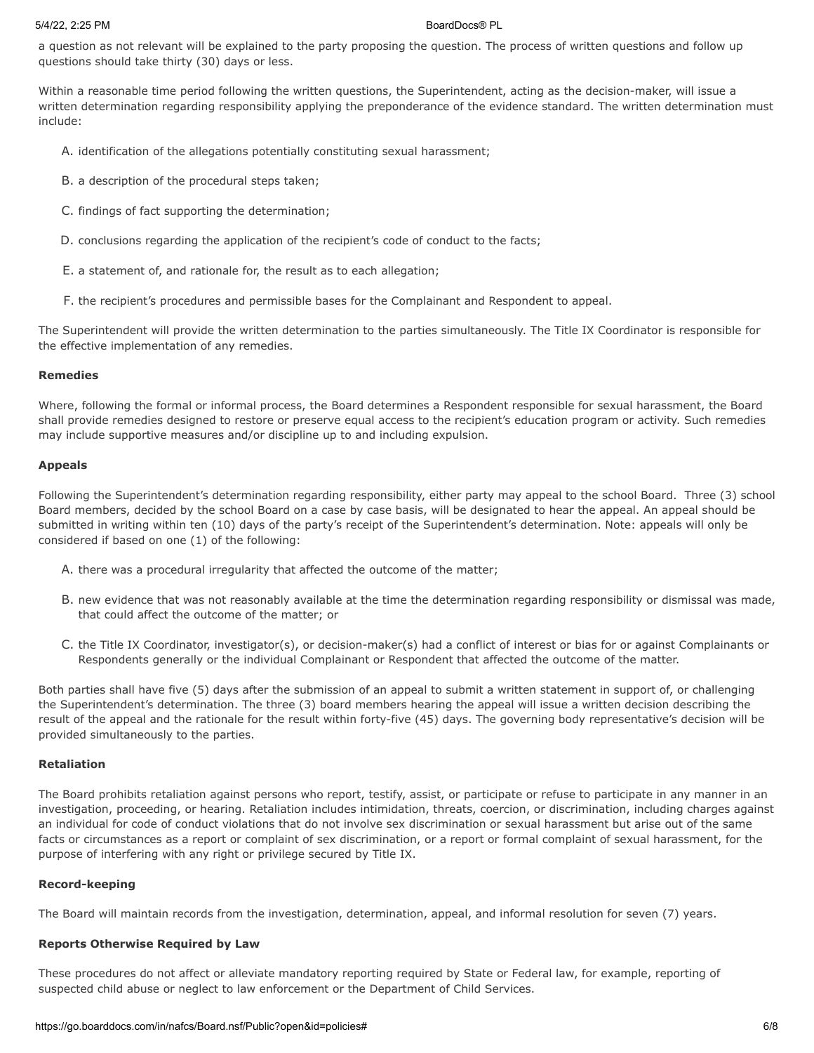a question as not relevant will be explained to the party proposing the question. The process of written questions and follow up questions should take thirty (30) days or less.

Within a reasonable time period following the written questions, the Superintendent, acting as the decision-maker, will issue a written determination regarding responsibility applying the preponderance of the evidence standard. The written determination must include:

A. identification of the allegations potentially constituting sexual harassment;

B. a description of the procedural steps taken;

C. findings of fact supporting the determination;

D. conclusions regarding the application of the recipient's code of conduct to the facts;

E. a statement of, and rationale for, the result as to each allegation;

F. the recipient's procedures and permissible bases for the Complainant and Respondent to appeal.

The Superintendent will provide the written determination to the parties simultaneously. The Title IX Coordinator is responsible for the effective implementation of any remedies.

**Remedies**

Where, following the formal or informal process, the Board determines a Respondent responsible for sexual harassment, the Board shall provide remedies designed to restore or preserve equal access to the recipient's education program or activity. Such remedies may include supportive measures and/or discipline up to and including expulsion.

**Appeals**

Following the Superintendent's determination regarding responsibility, either party may appeal to the school Board. Three (3) school Board members, decided by the school Board on a case by case basis, will be designated to hear the appeal. An appeal should be submitted in writing within ten (10) days of the party's receipt of the Superintendent's determination. Note: appeals will only be considered if based on one (1) of the following:

A. there was a procedural irregularity that affected the outcome of the matter;

B. new evidence that was not reasonably available at the time the determination regarding responsibility or dismissal was made, that could affect the outcome of the matter; or

C. the Title IX Coordinator, investigator(s), or decision-maker(s) had a conflict of interest or bias for or against Complainants or Respondents generally or the individual Complainant or Respondent that affected the outcome of the matter.

Both parties shall have five (5) days after the submission of an appeal to submit a written statement in support of, or challenging the Superintendent's determination. The three (3) board members hearing the appeal will issue a written decision describing the result of the appeal and the rationale for the result within forty-five (45) days. The governing body representative's decision will be provided simultaneously to the parties.

**Retaliation**

The Board prohibits retaliation against persons who report, testify, assist, or participate or refuse to participate in any manner in an investigation, proceeding, or hearing. Retaliation includes intimidation, threats, coercion, or discrimination, including charges against an individual for code of conduct violations that do not involve sex discrimination or sexual harassment but arise out of the same facts or circumstances as a report or complaint of sex discrimination, or a report or formal complaint of sexual harassment, for the purpose of interfering with any right or privilege secured by Title IX.

**Record-keeping**

The Board will maintain records from the investigation, determination, appeal, and informal resolution for seven (7) years.

**Reports Otherwise Required by Law**

These procedures do not affect or alleviate mandatory reporting required by State or Federal law, for example, reporting of suspected child abuse or neglect to law enforcement or the Department of Child Services.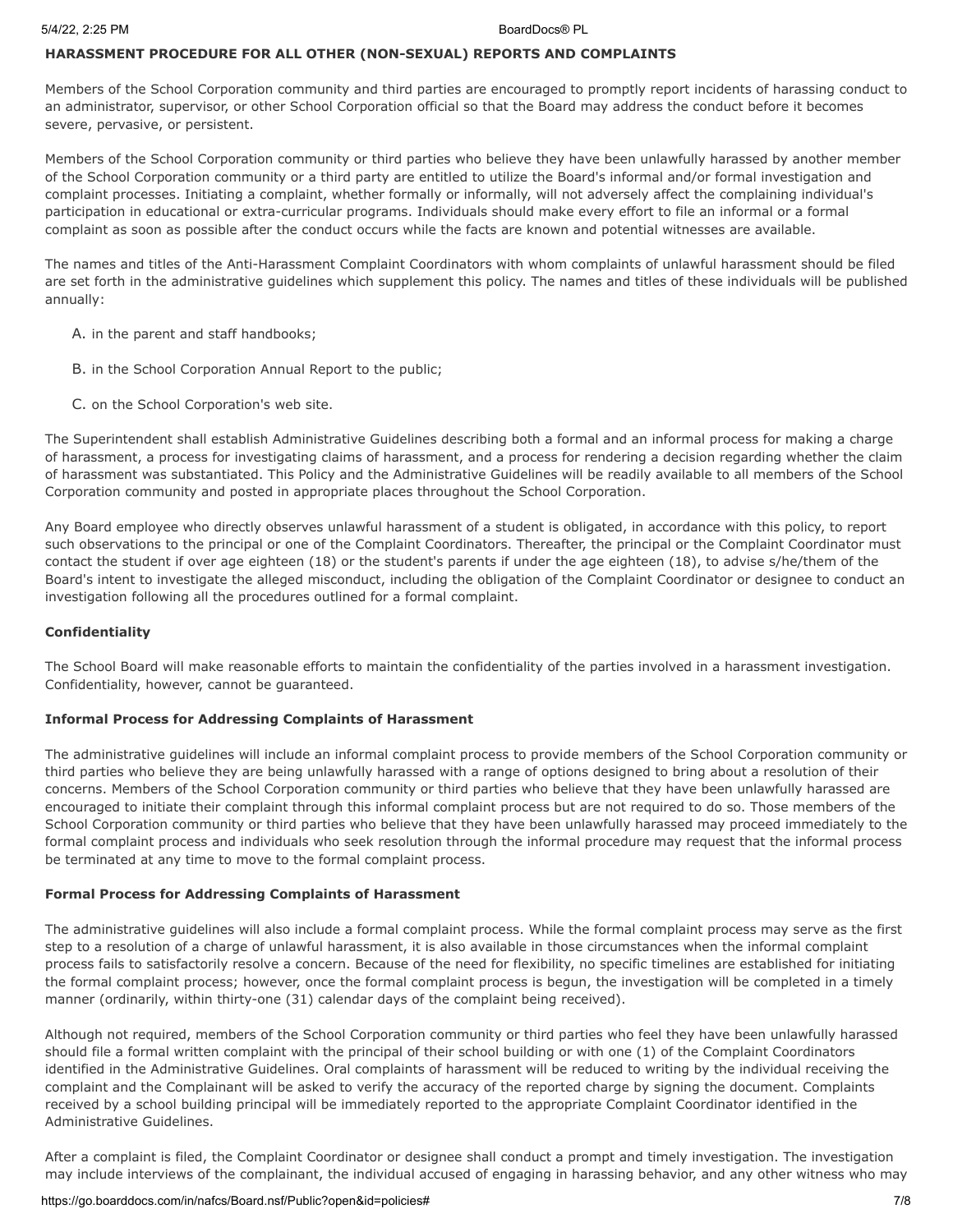**HARASSMENT PROCEDURE FOR ALL OTHER (NON-SEXUAL) REPORTS AND COMPLAINTS**

Members of the School Corporation community and third parties are encouraged to promptly report incidents of harassing conduct to an administrator, supervisor, or other School Corporation official so that the Board may address the conduct before it becomes severe, pervasive, or persistent.

Members of the School Corporation community or third parties who believe they have been unlawfully harassed by another member of the School Corporation community or a third party are entitled to utilize the Board's informal and/or formal investigation and complaint processes. Initiating a complaint, whether formally or informally, will not adversely affect the complaining individual's participation in educational or extra-curricular programs. Individuals should make every effort to file an informal or a formal complaint as soon as possible after the conduct occurs while the facts are known and potential witnesses are available.

The names and titles of the Anti-Harassment Complaint Coordinators with whom complaints of unlawful harassment should be filed are set forth in the administrative guidelines which supplement this policy. The names and titles of these individuals will be published annually:

A. in the parent and staff handbooks;

B. in the School Corporation Annual Report to the public;

C. on the School Corporation's web site.

The Superintendent shall establish Administrative Guidelines describing both a formal and an informal process for making a charge of harassment, a process for investigating claims of harassment, and a process for rendering a decision regarding whether the claim of harassment was substantiated. This Policy and the Administrative Guidelines will be readily available to all members of the School Corporation community and posted in appropriate places throughout the School Corporation.

Any Board employee who directly observes unlawful harassment of a student is obligated, in accordance with this policy, to report such observations to the principal or one of the Complaint Coordinators. Thereafter, the principal or the Complaint Coordinator must contact the student if over age eighteen (18) or the student's parents if under the age eighteen (18), to advise s/he/them of the Board's intent to investigate the alleged misconduct, including the obligation of the Complaint Coordinator or designee to conduct an investigation following all the procedures outlined for a formal complaint.

**Confidentiality**

The School Board will make reasonable efforts to maintain the confidentiality of the parties involved in a harassment investigation. Confidentiality, however, cannot be guaranteed.

**Informal Process for Addressing Complaints of Harassment**

The administrative guidelines will include an informal complaint process to provide members of the School Corporation community or third parties who believe they are being unlawfully harassed with a range of options designed to bring about a resolution of their concerns. Members of the School Corporation community or third parties who believe that they have been unlawfully harassed are encouraged to initiate their complaint through this informal complaint process but are not required to do so. Those members of the School Corporation community or third parties who believe that they have been unlawfully harassed may proceed immediately to the formal complaint process and individuals who seek resolution through the informal procedure may request that the informal process be terminated at any time to move to the formal complaint process.

**Formal Process for Addressing Complaints of Harassment**

The administrative guidelines will also include a formal complaint process. While the formal complaint process may serve as the first step to a resolution of a charge of unlawful harassment, it is also available in those circumstances when the informal complaint process fails to satisfactorily resolve a concern. Because of the need for flexibility, no specific timelines are established for initiating the formal complaint process; however, once the formal complaint process is begun, the investigation will be completed in a timely manner (ordinarily, within thirty-one (31) calendar days of the complaint being received).

Although not required, members of the School Corporation community or third parties who feel they have been unlawfully harassed should file a formal written complaint with the principal of their school building or with one (1) of the Complaint Coordinators identified in the Administrative Guidelines. Oral complaints of harassment will be reduced to writing by the individual receiving the complaint and the Complainant will be asked to verify the accuracy of the reported charge by signing the document. Complaints received by a school building principal will be immediately reported to the appropriate Complaint Coordinator identified in the Administrative Guidelines.

After a complaint is filed, the Complaint Coordinator or designee shall conduct a prompt and timely investigation. The investigation may include interviews of the complainant, the individual accused of engaging in harassing behavior, and any other witness who may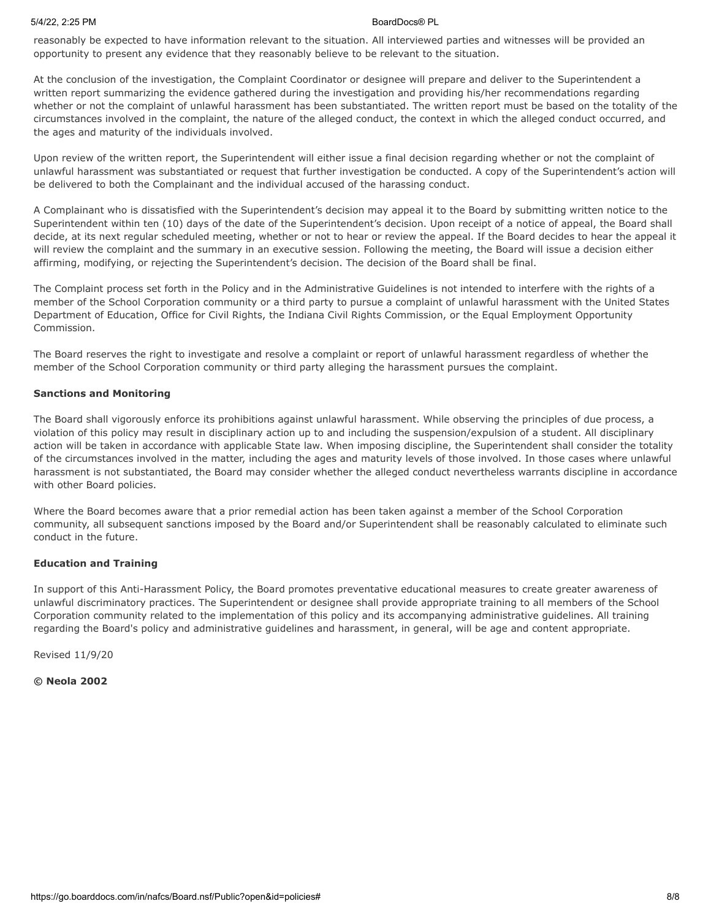reasonably be expected to have information relevant to the situation. All interviewed parties and witnesses will be provided an opportunity to present any evidence that they reasonably believe to be relevant to the situation.

At the conclusion of the investigation, the Complaint Coordinator or designee will prepare and deliver to the Superintendent a written report summarizing the evidence gathered during the investigation and providing his/her recommendations regarding whether or not the complaint of unlawful harassment has been substantiated. The written report must be based on the totality of the circumstances involved in the complaint, the nature of the alleged conduct, the context in which the alleged conduct occurred, and the ages and maturity of the individuals involved.

Upon review of the written report, the Superintendent will either issue a final decision regarding whether or not the complaint of unlawful harassment was substantiated or request that further investigation be conducted. A copy of the Superintendent's action will be delivered to both the Complainant and the individual accused of the harassing conduct.

A Complainant who is dissatisfied with the Superintendent's decision may appeal it to the Board by submitting written notice to the Superintendent within ten (10) days of the date of the Superintendent's decision. Upon receipt of a notice of appeal, the Board shall decide, at its next regular scheduled meeting, whether or not to hear or review the appeal. If the Board decides to hear the appeal it will review the complaint and the summary in an executive session. Following the meeting, the Board will issue a decision either affirming, modifying, or rejecting the Superintendent's decision. The decision of the Board shall be final.

The Complaint process set forth in the Policy and in the Administrative Guidelines is not intended to interfere with the rights of a member of the School Corporation community or a third party to pursue a complaint of unlawful harassment with the United States Department of Education, Office for Civil Rights, the Indiana Civil Rights Commission, or the Equal Employment Opportunity Commission.

The Board reserves the right to investigate and resolve a complaint or report of unlawful harassment regardless of whether the member of the School Corporation community or third party alleging the harassment pursues the complaint.

**Sanctions and Monitoring**

The Board shall vigorously enforce its prohibitions against unlawful harassment. While observing the principles of due process, a violation of this policy may result in disciplinary action up to and including the suspension/expulsion of a student. All disciplinary action will be taken in accordance with applicable State law. When imposing discipline, the Superintendent shall consider the totality of the circumstances involved in the matter, including the ages and maturity levels of those involved. In those cases where unlawful harassment is not substantiated, the Board may consider whether the alleged conduct nevertheless warrants discipline in accordance with other Board policies.

Where the Board becomes aware that a prior remedial action has been taken against a member of the School Corporation community, all subsequent sanctions imposed by the Board and/or Superintendent shall be reasonably calculated to eliminate such conduct in the future.

**Education and Training**

In support of this Anti-Harassment Policy, the Board promotes preventative educational measures to create greater awareness of unlawful discriminatory practices. The Superintendent or designee shall provide appropriate training to all members of the School Corporation community related to the implementation of this policy and its accompanying administrative guidelines. All training regarding the Board's policy and administrative guidelines and harassment, in general, will be age and content appropriate.

Revised 11/9/20

**© Neola 2002**